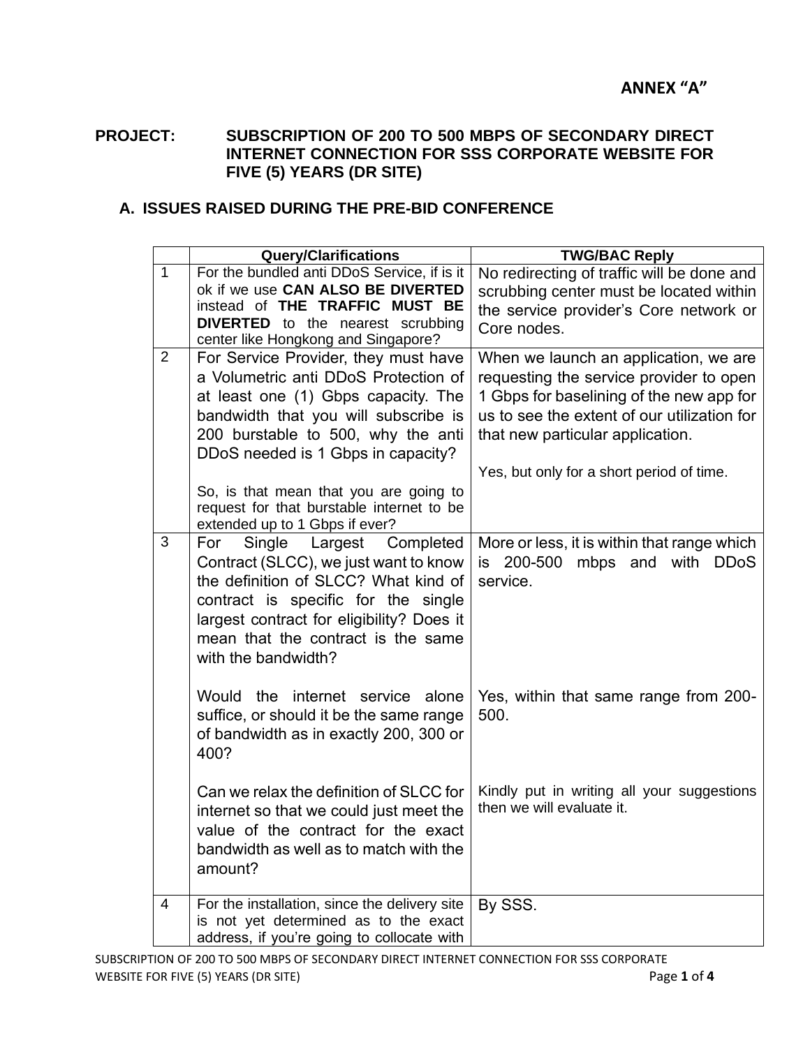**ANNEX "A"**

**PROJECT: SUBSCRIPTION OF 200 TO 500 MBPS OF SECONDARY DIRECT INTERNET CONNECTION FOR SSS CORPORATE WEBSITE FOR FIVE (5) YEARS (DR SITE)**

## A. ISSUES RAISED DURING THE PRE-BID CONFERENCE

| | Query/Clarifications | TWG/BAC Reply |
|---|---|---|
| 1 | For the bundled anti DDoS Service, if is it ok if we use **CAN ALSO BE DIVERTED** instead of **THE TRAFFIC MUST BE DIVERTED** to the nearest scrubbing center like Hongkong and Singapore? | No redirecting of traffic will be done and scrubbing center must be located within the service provider's Core network or Core nodes. |
| 2 | For Service Provider, they must have a Volumetric anti DDoS Protection of at least one (1) Gbps capacity. The bandwidth that you will subscribe is 200 burstable to 500, why the anti DDoS needed is 1 Gbps in capacity?<br><br>So, is that mean that you are going to request for that burstable internet to be extended up to 1 Gbps if ever? | When we launch an application, we are requesting the service provider to open 1 Gbps for baselining of the new app for us to see the extent of our utilization for that new particular application.<br><br>Yes, but only for a short period of time. |
| 3 | For Single Largest Completed Contract (SLCC), we just want to know the definition of SLCC? What kind of contract is specific for the single largest contract for eligibility? Does it mean that the contract is the same with the bandwidth?<br><br>Would the internet service alone suffice, or should it be the same range of bandwidth as in exactly 200, 300 or 400?<br><br>Can we relax the definition of SLCC for internet so that we could just meet the value of the contract for the exact bandwidth as well as to match with the amount? | More or less, it is within that range which is 200-500 mbps and with DDoS service.<br><br>Yes, within that same range from 200-500.<br><br>Kindly put in writing all your suggestions then we will evaluate it. |
| 4 | For the installation, since the delivery site is not yet determined as to the exact address, if you're going to collocate with | By SSS. |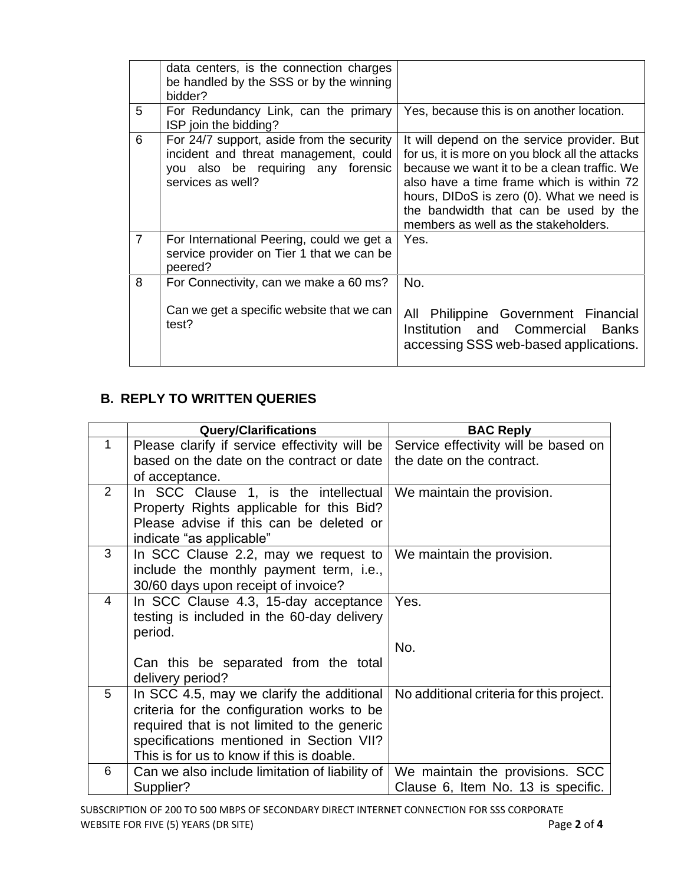| | | |
|---|---|---|
| | data centers, is the connection charges be handled by the SSS or by the winning bidder? | |
| 5 | For Redundancy Link, can the primary ISP join the bidding? | Yes, because this is on another location. |
| 6 | For 24/7 support, aside from the security incident and threat management, could you also be requiring any forensic services as well? | It will depend on the service provider. But for us, it is more on you block all the attacks because we want it to be a clean traffic. We also have a time frame which is within 72 hours, DIDoS is zero (0). What we need is the bandwidth that can be used by the members as well as the stakeholders. |
| 7 | For International Peering, could we get a service provider on Tier 1 that we can be peered? | Yes. |
| 8 | For Connectivity, can we make a 60 ms?<br><br>Can we get a specific website that we can test? | No.<br><br>All Philippine Government Financial Institution and Commercial Banks accessing SSS web-based applications. |

## B. REPLY TO WRITTEN QUERIES

| | Query/Clarifications | BAC Reply |
|---|---|---|
| 1 | Please clarify if service effectivity will be based on the date on the contract or date of acceptance. | Service effectivity will be based on the date on the contract. |
| 2 | In SCC Clause 1, is the intellectual Property Rights applicable for this Bid? Please advise if this can be deleted or indicate "as applicable" | We maintain the provision. |
| 3 | In SCC Clause 2.2, may we request to include the monthly payment term, i.e., 30/60 days upon receipt of invoice? | We maintain the provision. |
| 4 | In SCC Clause 4.3, 15-day acceptance testing is included in the 60-day delivery period.<br><br>Can this be separated from the total delivery period? | Yes.<br><br>No. |
| 5 | In SCC 4.5, may we clarify the additional criteria for the configuration works to be required that is not limited to the generic specifications mentioned in Section VII? This is for us to know if this is doable. | No additional criteria for this project. |
| 6 | Can we also include limitation of liability of Supplier? | We maintain the provisions. SCC Clause 6, Item No. 13 is specific. |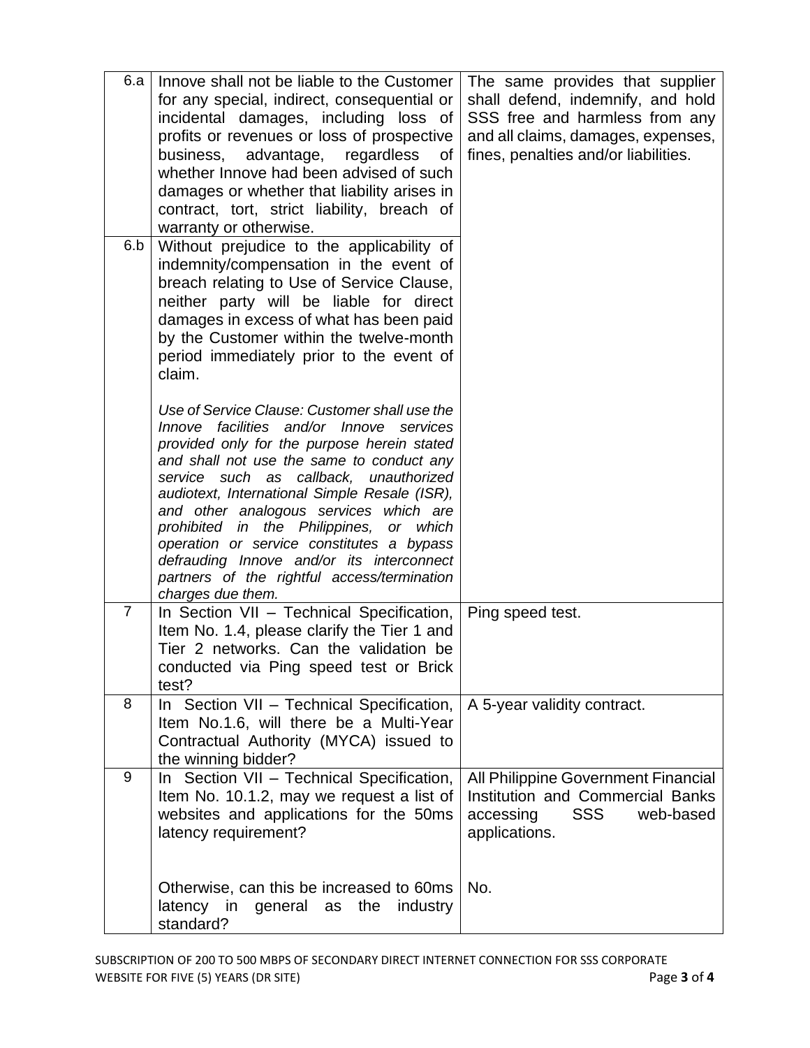| | | |
|---|---|---|
| 6.a | Innove shall not be liable to the Customer for any special, indirect, consequential or incidental damages, including loss of profits or revenues or loss of prospective business, advantage, regardless of whether Innove had been advised of such damages or whether that liability arises in contract, tort, strict liability, breach of warranty or otherwise. | The same provides that supplier shall defend, indemnify, and hold SSS free and harmless from any and all claims, damages, expenses, fines, penalties and/or liabilities. |
| 6.b | Without prejudice to the applicability of indemnity/compensation in the event of breach relating to Use of Service Clause, neither party will be liable for direct damages in excess of what has been paid by the Customer within the twelve-month period immediately prior to the event of claim.<br><br>*Use of Service Clause: Customer shall use the Innove facilities and/or Innove services provided only for the purpose herein stated and shall not use the same to conduct any service such as callback, unauthorized audiotext, International Simple Resale (ISR), and other analogous services which are prohibited in the Philippines, or which operation or service constitutes a bypass defrauding Innove and/or its interconnect partners of the rightful access/termination charges due them.* | |
| 7 | In Section VII – Technical Specification, Item No. 1.4, please clarify the Tier 1 and Tier 2 networks. Can the validation be conducted via Ping speed test or Brick test? | Ping speed test. |
| 8 | In Section VII – Technical Specification, Item No.1.6, will there be a Multi-Year Contractual Authority (MYCA) issued to the winning bidder? | A 5-year validity contract. |
| 9 | In Section VII – Technical Specification, Item No. 10.1.2, may we request a list of websites and applications for the 50ms latency requirement?<br><br>Otherwise, can this be increased to 60ms latency in general as the industry standard? | All Philippine Government Financial Institution and Commercial Banks accessing SSS web-based applications.<br><br>No. |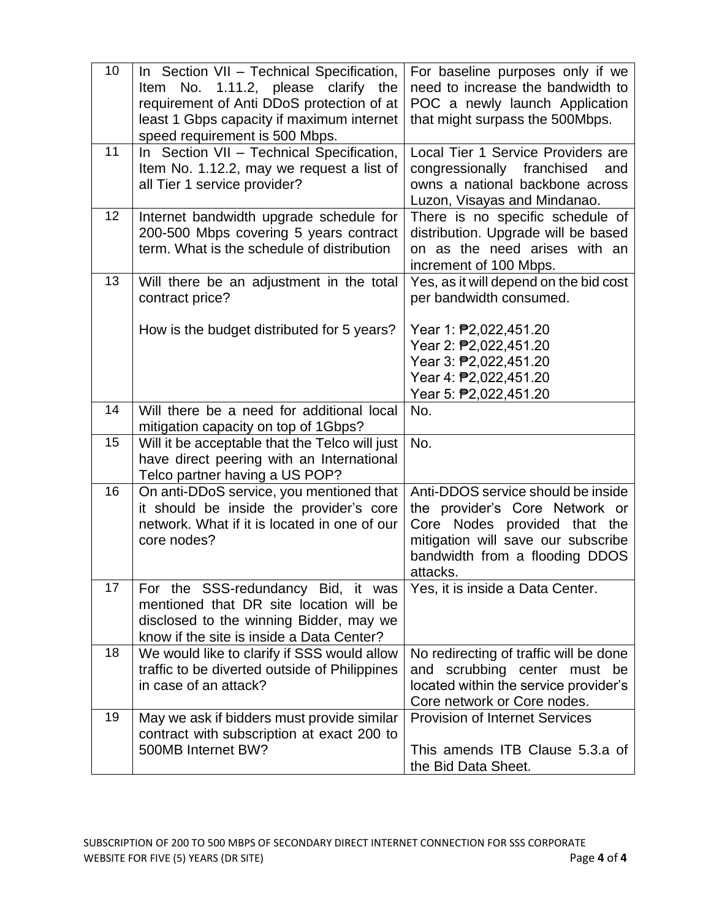| | | |
|---|---|---|
| 10 | In Section VII – Technical Specification, Item No. 1.11.2, please clarify the requirement of Anti DDoS protection of at least 1 Gbps capacity if maximum internet speed requirement is 500 Mbps. | For baseline purposes only if we need to increase the bandwidth to POC a newly launch Application that might surpass the 500Mbps. |
| 11 | In Section VII – Technical Specification, Item No. 1.12.2, may we request a list of all Tier 1 service provider? | Local Tier 1 Service Providers are congressionally franchised and owns a national backbone across Luzon, Visayas and Mindanao. |
| 12 | Internet bandwidth upgrade schedule for 200-500 Mbps covering 5 years contract term. What is the schedule of distribution | There is no specific schedule of distribution. Upgrade will be based on as the need arises with an increment of 100 Mbps. |
| 13 | Will there be an adjustment in the total contract price?<br><br>How is the budget distributed for 5 years? | Yes, as it will depend on the bid cost per bandwidth consumed.<br><br>Year 1: ₱2,022,451.20<br>Year 2: ₱2,022,451.20<br>Year 3: ₱2,022,451.20<br>Year 4: ₱2,022,451.20<br>Year 5: ₱2,022,451.20 |
| 14 | Will there be a need for additional local mitigation capacity on top of 1Gbps? | No. |
| 15 | Will it be acceptable that the Telco will just have direct peering with an International Telco partner having a US POP? | No. |
| 16 | On anti-DDoS service, you mentioned that it should be inside the provider's core network. What if it is located in one of our core nodes? | Anti-DDOS service should be inside the provider's Core Network or Core Nodes provided that the mitigation will save our subscribe bandwidth from a flooding DDOS attacks. |
| 17 | For the SSS-redundancy Bid, it was mentioned that DR site location will be disclosed to the winning Bidder, may we know if the site is inside a Data Center? | Yes, it is inside a Data Center. |
| 18 | We would like to clarify if SSS would allow traffic to be diverted outside of Philippines in case of an attack? | No redirecting of traffic will be done and scrubbing center must be located within the service provider's Core network or Core nodes. |
| 19 | May we ask if bidders must provide similar contract with subscription at exact 200 to 500MB Internet BW? | Provision of Internet Services<br><br>This amends ITB Clause 5.3.a of the Bid Data Sheet. |